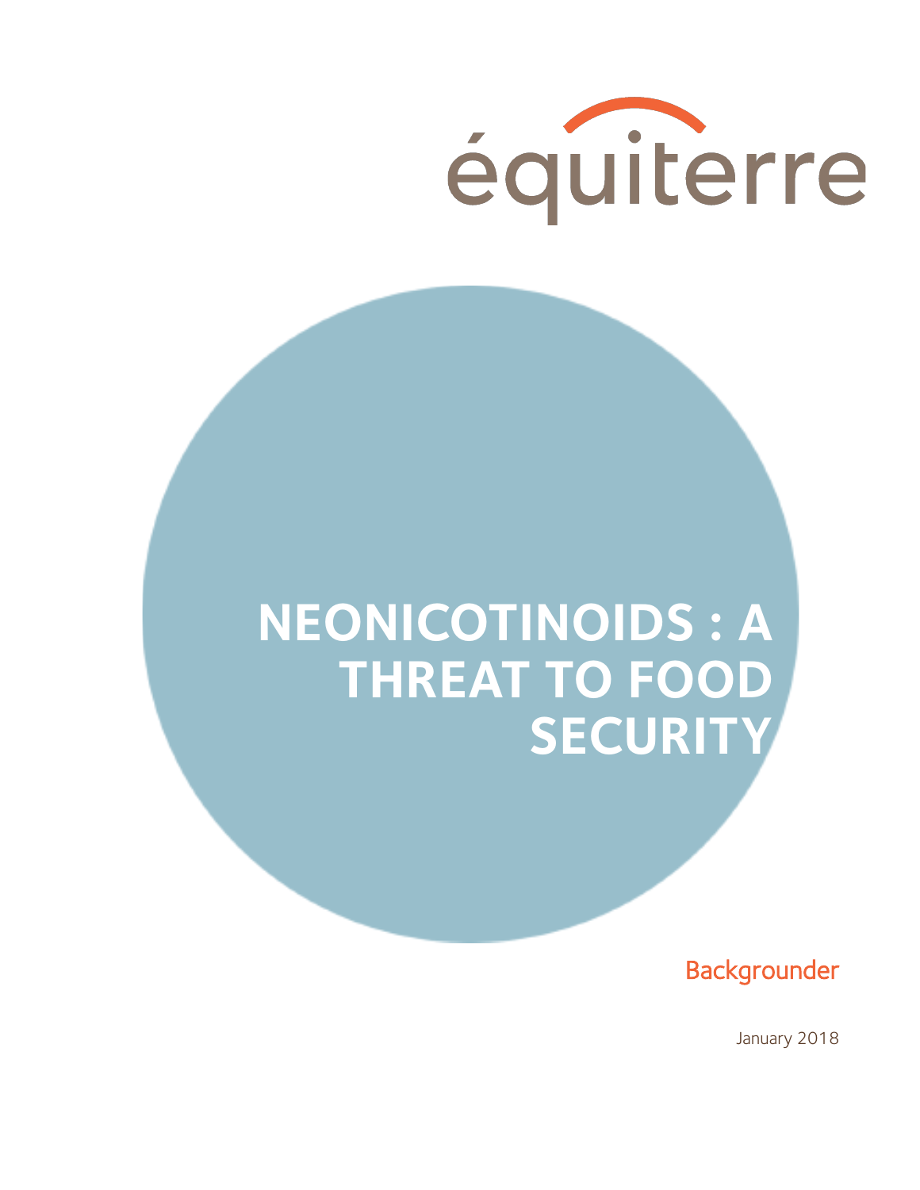équiterre

# NEONICOTINOIDS : A THREAT TO FOOD SECURITY

Backgrounder

January 2018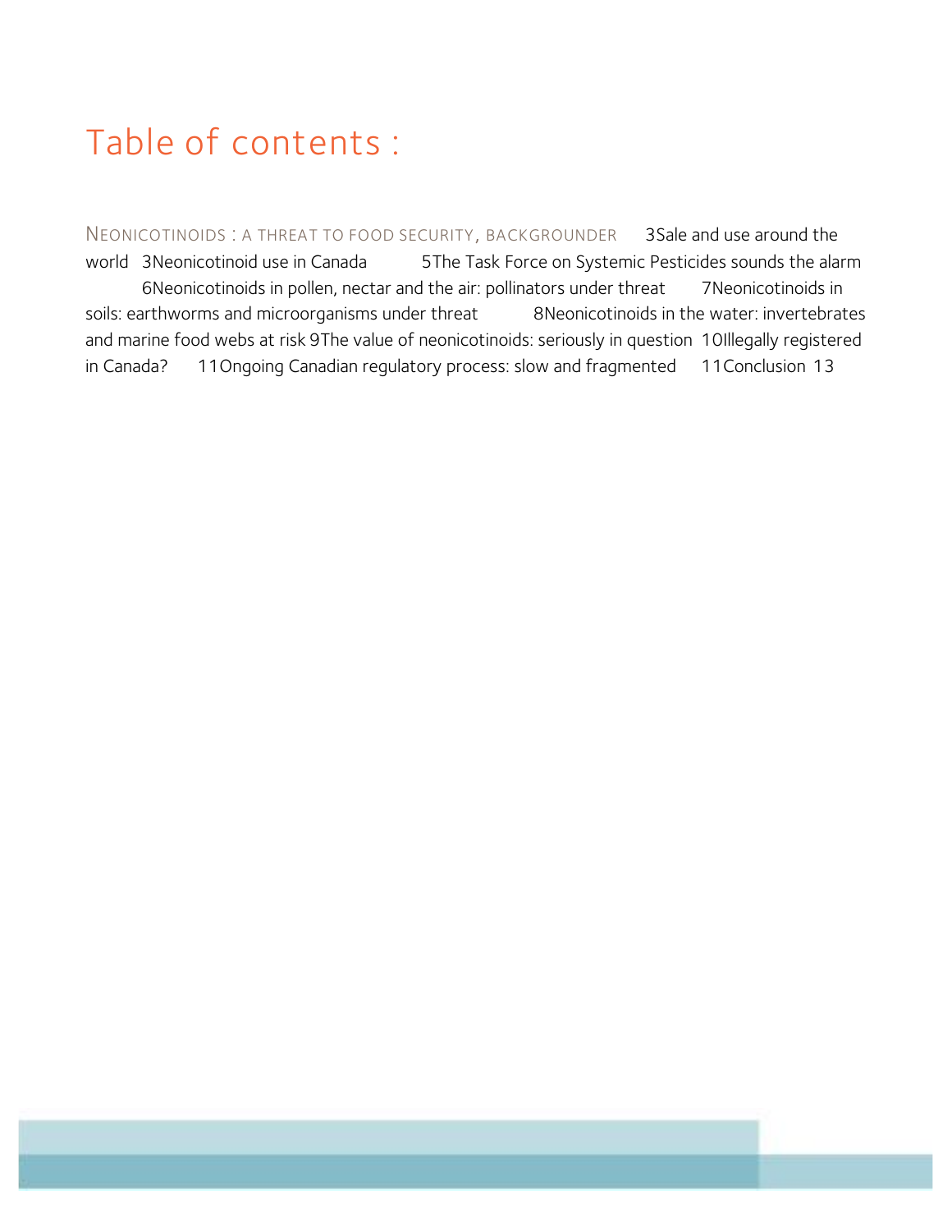# Table of contents :

NEONICOTINOIDS : A THREAT TO FOOD SECURITY, BACKGROUNDER 3

Sale and use around the world 3

Neonicotinoid use in Canada 5

The Task Force on Systemic Pesticides sounds the alarm 6

Neonicotinoids in pollen, nectar and the air: pollinators under threat 7

Neonicotinoids in soils: earthworms and microorganisms under threat 8

Neonicotinoids in the water: invertebrates and marine food webs at risk 9

The value of neonicotinoids: seriously in question 10

Illegally registered in Canada? 11

Ongoing Canadian regulatory process: slow and fragmented 11

Conclusion 13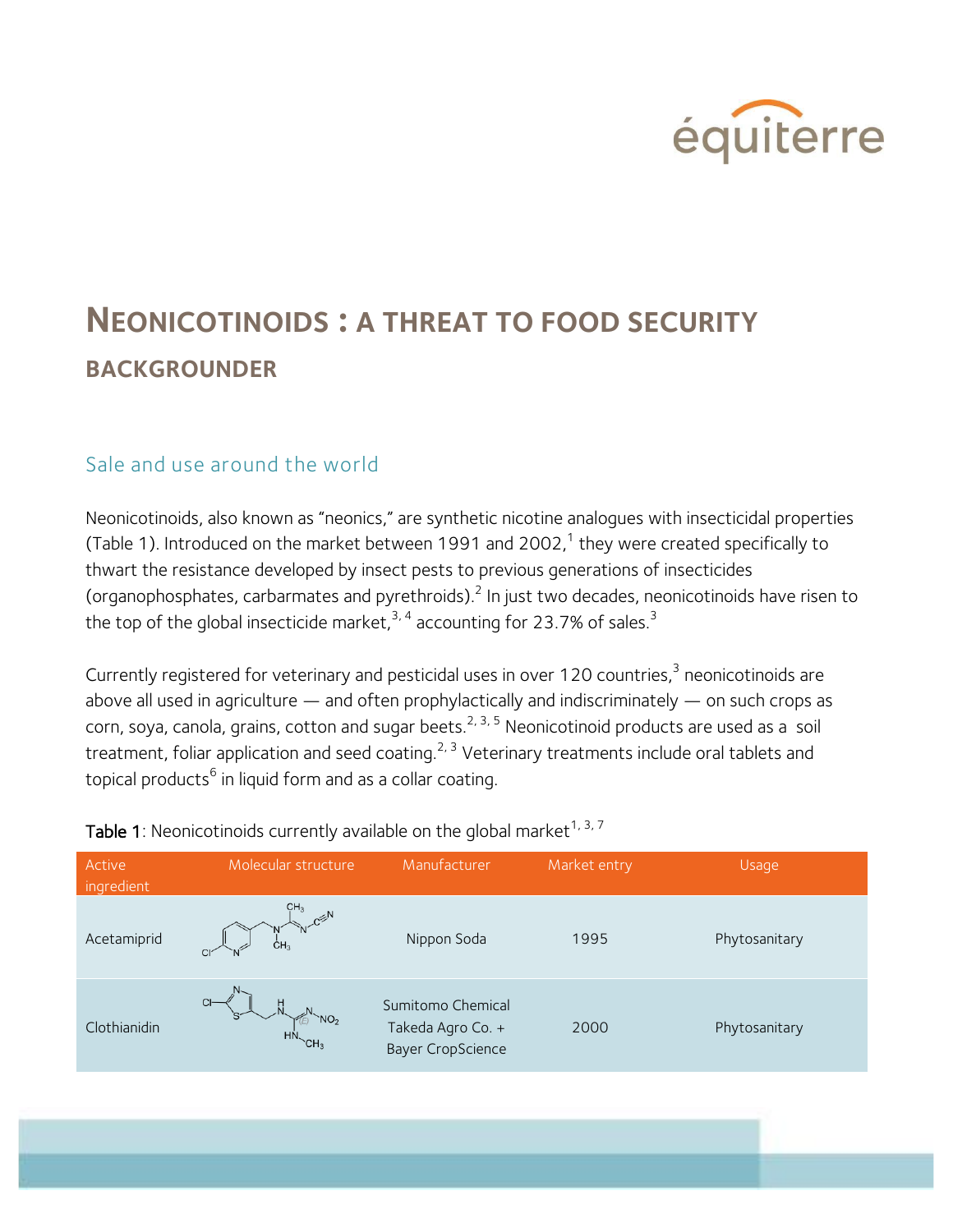# NEONICOTINOIDS : A THREAT TO FOOD SECURITY

## BACKGROUNDER

### Sale and use around the world

Neonicotinoids, also known as "neonics," are synthetic nicotine analogues with insecticidal properties (Table 1). Introduced on the market between 1991 and 2002,[1] they were created specifically to thwart the resistance developed by insect pests to previous generations of insecticides (organophosphates, carbarmates and pyrethroids).[2] In just two decades, neonicotinoids have risen to the top of the global insecticide market,[3, 4] accounting for 23.7% of sales.[3]

Currently registered for veterinary and pesticidal uses in over 120 countries,[3] neonicotinoids are above all used in agriculture — and often prophylactically and indiscriminately — on such crops as corn, soya, canola, grains, cotton and sugar beets.[2, 3, 5] Neonicotinoid products are used as a soil treatment, foliar application and seed coating.[2, 3] Veterinary treatments include oral tablets and topical products[6] in liquid form and as a collar coating.

**Table 1**: Neonicotinoids currently available on the global market[1, 3, 7]

| Active ingredient | Molecular structure | Manufacturer | Market entry | Usage |
|---|---|---|---|---|
| Acetamiprid | | Nippon Soda | 1995 | Phytosanitary |
| Clothianidin | | Sumitomo Chemical Takeda Agro Co. + Bayer CropScience | 2000 | Phytosanitary |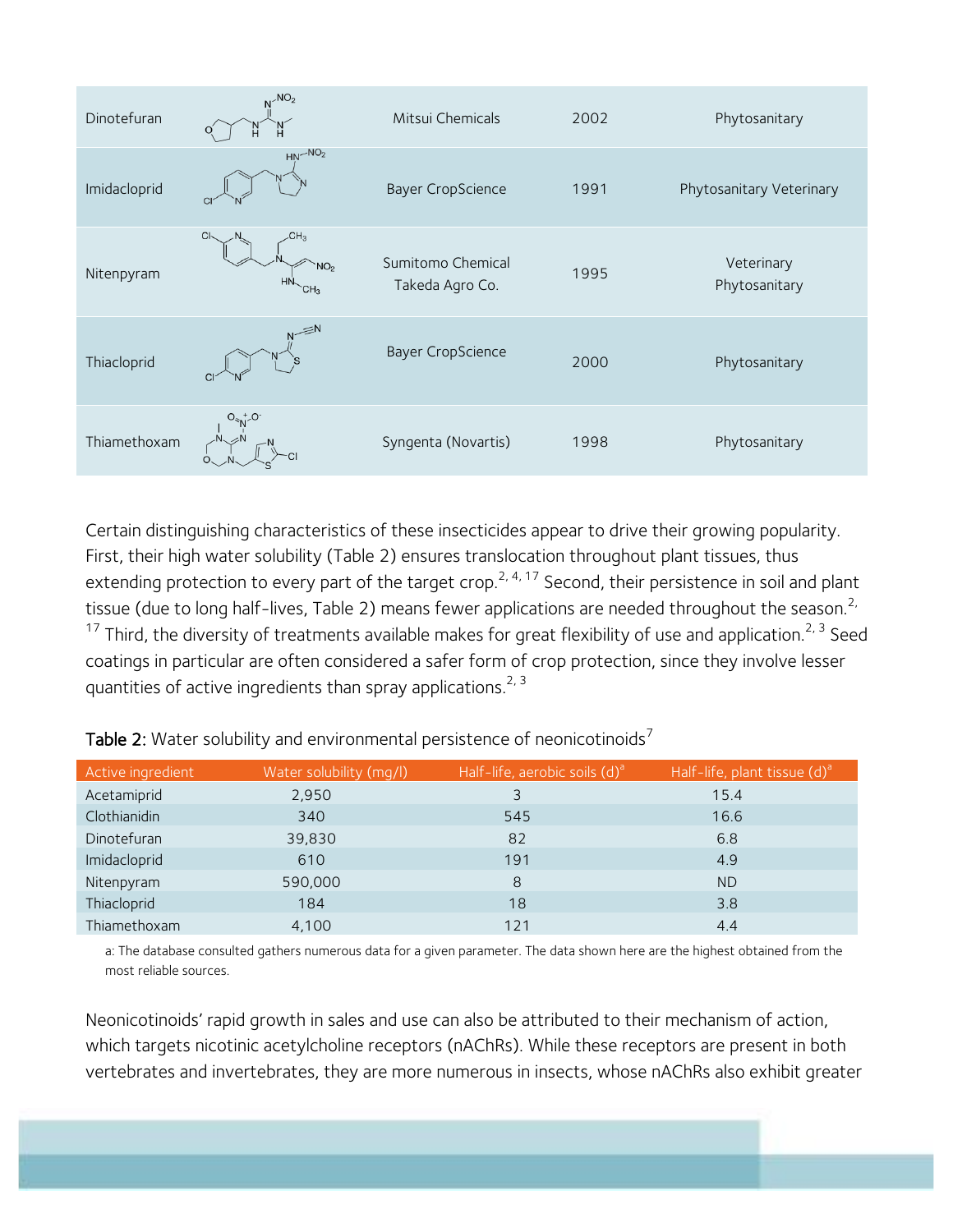| Dinotefuran | | Mitsui Chemicals | 2002 | Phytosanitary |
|---|---|---|---|---|
| Imidacloprid | | Bayer CropScience | 1991 | Phytosanitary Veterinary |
| Nitenpyram | | Sumitomo Chemical Takeda Agro Co. | 1995 | Veterinary Phytosanitary |
| Thiacloprid | | Bayer CropScience | 2000 | Phytosanitary |
| Thiamethoxam | | Syngenta (Novartis) | 1998 | Phytosanitary |

Certain distinguishing characteristics of these insecticides appear to drive their growing popularity. First, their high water solubility (Table 2) ensures translocation throughout plant tissues, thus extending protection to every part of the target crop.[2, 4, 17] Second, their persistence in soil and plant tissue (due to long half-lives, Table 2) means fewer applications are needed throughout the season.[2, 17] Third, the diversity of treatments available makes for great flexibility of use and application.[2, 3] Seed coatings in particular are often considered a safer form of crop protection, since they involve lesser quantities of active ingredients than spray applications.[2, 3]

**Table 2:** Water solubility and environmental persistence of neonicotinoids[7]

| Active ingredient | Water solubility (mg/l) | Half-life, aerobic soils (d)[a] | Half-life, plant tissue (d)[a] |
|---|---|---|---|
| Acetamiprid | 2,950 | 3 | 15.4 |
| Clothianidin | 340 | 545 | 16.6 |
| Dinotefuran | 39,830 | 82 | 6.8 |
| Imidacloprid | 610 | 191 | 4.9 |
| Nitenpyram | 590,000 | 8 | ND |
| Thiacloprid | 184 | 18 | 3.8 |
| Thiamethoxam | 4,100 | 121 | 4.4 |

a: The database consulted gathers numerous data for a given parameter. The data shown here are the highest obtained from the most reliable sources.

Neonicotinoids' rapid growth in sales and use can also be attributed to their mechanism of action, which targets nicotinic acetylcholine receptors (nAChRs). While these receptors are present in both vertebrates and invertebrates, they are more numerous in insects, whose nAChRs also exhibit greater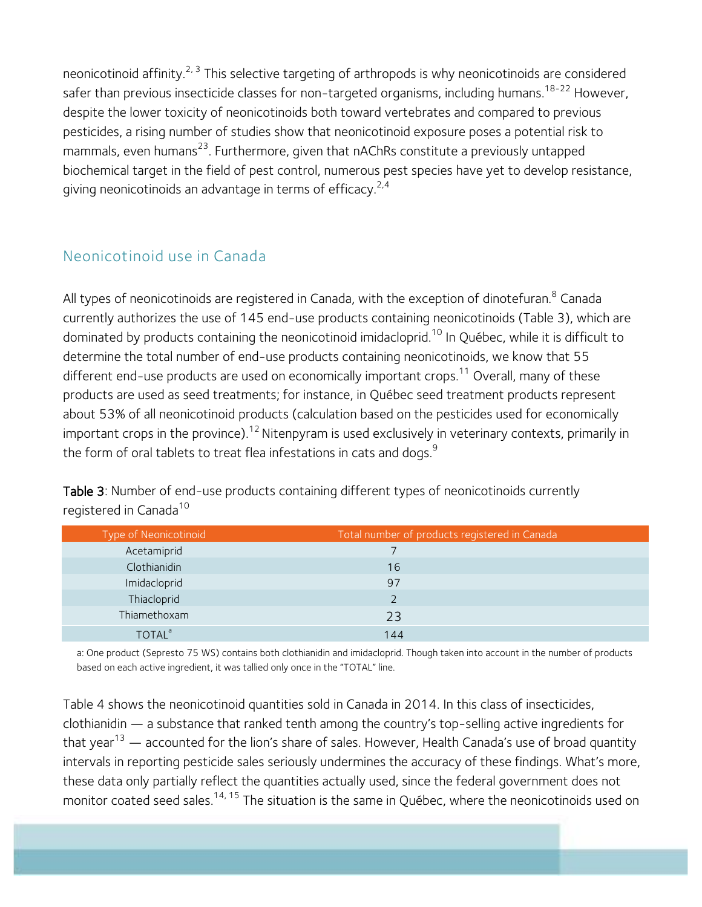neonicotinoid affinity.[2, 3] This selective targeting of arthropods is why neonicotinoids are considered safer than previous insecticide classes for non-targeted organisms, including humans.[18-22] However, despite the lower toxicity of neonicotinoids both toward vertebrates and compared to previous pesticides, a rising number of studies show that neonicotinoid exposure poses a potential risk to mammals, even humans[23]. Furthermore, given that nAChRs constitute a previously untapped biochemical target in the field of pest control, numerous pest species have yet to develop resistance, giving neonicotinoids an advantage in terms of efficacy.[2,4]

## Neonicotinoid use in Canada

All types of neonicotinoids are registered in Canada, with the exception of dinotefuran.[8] Canada currently authorizes the use of 145 end-use products containing neonicotinoids (Table 3), which are dominated by products containing the neonicotinoid imidacloprid.[10] In Québec, while it is difficult to determine the total number of end-use products containing neonicotinoids, we know that 55 different end-use products are used on economically important crops.[11] Overall, many of these products are used as seed treatments; for instance, in Québec seed treatment products represent about 53% of all neonicotinoid products (calculation based on the pesticides used for economically important crops in the province).[12] Nitenpyram is used exclusively in veterinary contexts, primarily in the form of oral tablets to treat flea infestations in cats and dogs.[9]

**Table 3**: Number of end-use products containing different types of neonicotinoids currently registered in Canada[10]

| Type of Neonicotinoid | Total number of products registered in Canada |
|---|---|
| Acetamiprid | 7 |
| Clothianidin | 16 |
| Imidacloprid | 97 |
| Thiacloprid | 2 |
| Thiamethoxam | 23 |
| TOTAL[a] | 144 |

a: One product (Sepresto 75 WS) contains both clothianidin and imidacloprid. Though taken into account in the number of products based on each active ingredient, it was tallied only once in the "TOTAL" line.

Table 4 shows the neonicotinoid quantities sold in Canada in 2014. In this class of insecticides, clothianidin — a substance that ranked tenth among the country's top-selling active ingredients for that year[13] — accounted for the lion's share of sales. However, Health Canada's use of broad quantity intervals in reporting pesticide sales seriously undermines the accuracy of these findings. What's more, these data only partially reflect the quantities actually used, since the federal government does not monitor coated seed sales.[14, 15] The situation is the same in Québec, where the neonicotinoids used on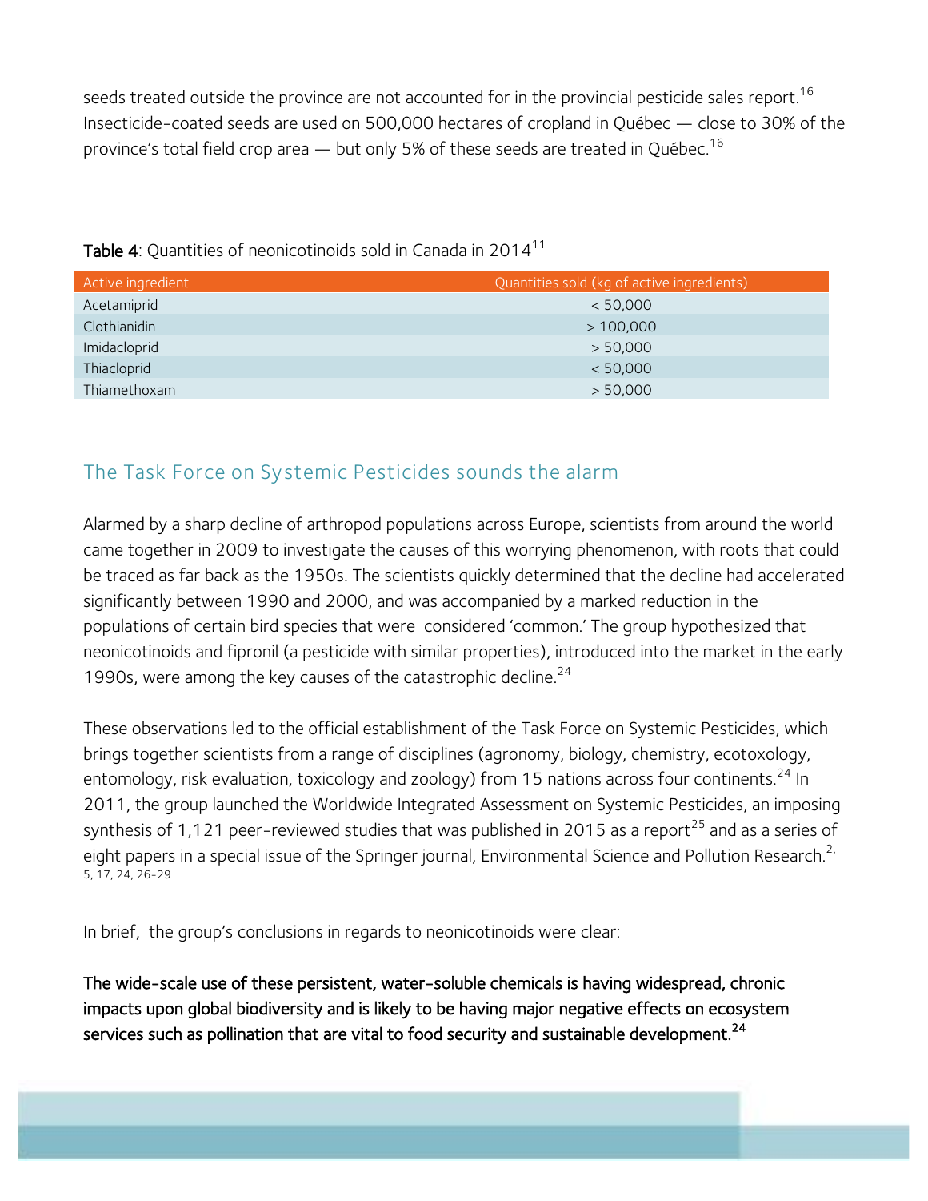seeds treated outside the province are not accounted for in the provincial pesticide sales report.[16] Insecticide-coated seeds are used on 500,000 hectares of cropland in Québec — close to 30% of the province's total field crop area — but only 5% of these seeds are treated in Québec.[16]

**Table 4**: Quantities of neonicotinoids sold in Canada in 2014[11]

| Active ingredient | Quantities sold (kg of active ingredients) |
|---|---|
| Acetamiprid | < 50,000 |
| Clothianidin | > 100,000 |
| Imidacloprid | > 50,000 |
| Thiacloprid | < 50,000 |
| Thiamethoxam | > 50,000 |

## The Task Force on Systemic Pesticides sounds the alarm

Alarmed by a sharp decline of arthropod populations across Europe, scientists from around the world came together in 2009 to investigate the causes of this worrying phenomenon, with roots that could be traced as far back as the 1950s. The scientists quickly determined that the decline had accelerated significantly between 1990 and 2000, and was accompanied by a marked reduction in the populations of certain bird species that were considered 'common.' The group hypothesized that neonicotinoids and fipronil (a pesticide with similar properties), introduced into the market in the early 1990s, were among the key causes of the catastrophic decline.[24]

These observations led to the official establishment of the Task Force on Systemic Pesticides, which brings together scientists from a range of disciplines (agronomy, biology, chemistry, ecotoxology, entomology, risk evaluation, toxicology and zoology) from 15 nations across four continents.[24] In 2011, the group launched the Worldwide Integrated Assessment on Systemic Pesticides, an imposing synthesis of 1,121 peer-reviewed studies that was published in 2015 as a report[25] and as a series of eight papers in a special issue of the Springer journal, Environmental Science and Pollution Research.[2, 5, 17, 24, 26-29]

In brief, the group's conclusions in regards to neonicotinoids were clear:

**The wide-scale use of these persistent, water-soluble chemicals is having widespread, chronic impacts upon global biodiversity and is likely to be having major negative effects on ecosystem services such as pollination that are vital to food security and sustainable development.[24]**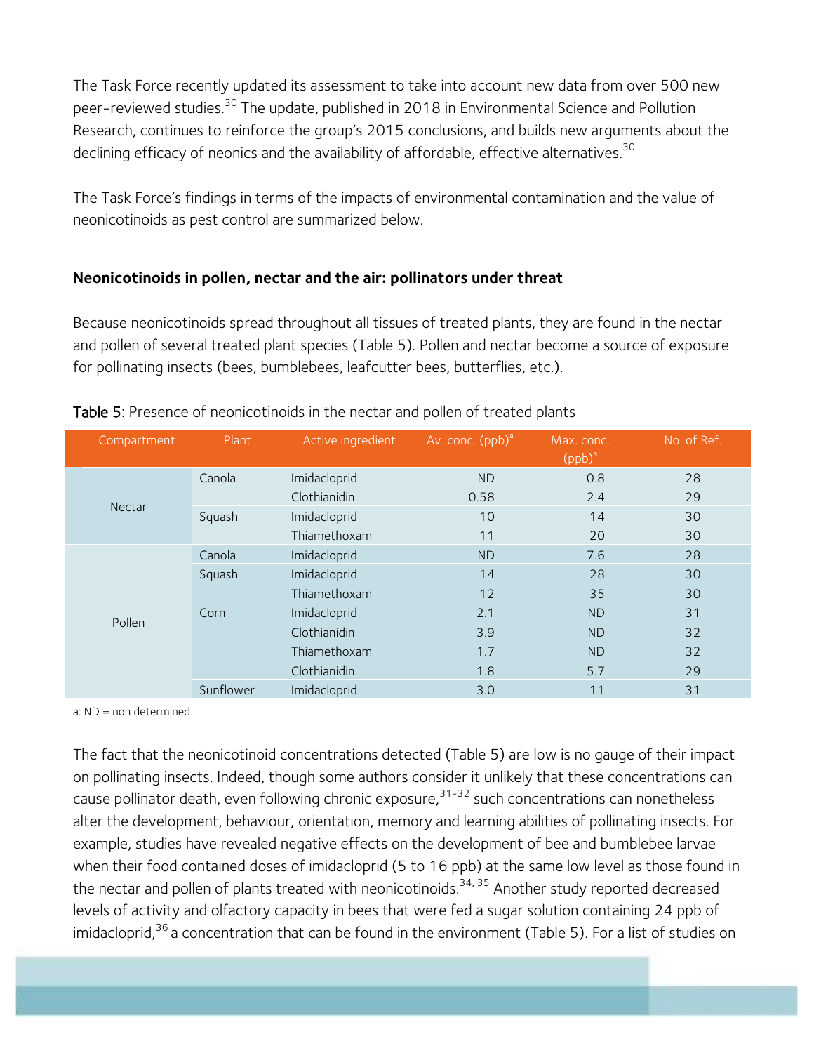The Task Force recently updated its assessment to take into account new data from over 500 new peer-reviewed studies.[30] The update, published in 2018 in Environmental Science and Pollution Research, continues to reinforce the group's 2015 conclusions, and builds new arguments about the declining efficacy of neonics and the availability of affordable, effective alternatives.[30]

The Task Force's findings in terms of the impacts of environmental contamination and the value of neonicotinoids as pest control are summarized below.

**Neonicotinoids in pollen, nectar and the air: pollinators under threat**

Because neonicotinoids spread throughout all tissues of treated plants, they are found in the nectar and pollen of several treated plant species (Table 5). Pollen and nectar become a source of exposure for pollinating insects (bees, bumblebees, leafcutter bees, butterflies, etc.).

**Table 5**: Presence of neonicotinoids in the nectar and pollen of treated plants

| Compartment | Plant | Active ingredient | Av. conc. (ppb)[a] | Max. conc. (ppb)[a] | No. of Ref. |
|---|---|---|---|---|---|
| Nectar | Canola | Imidacloprid | ND | 0.8 | 28 |
| | | Clothianidin | 0.58 | 2.4 | 29 |
| | Squash | Imidacloprid | 10 | 14 | 30 |
| | | Thiamethoxam | 11 | 20 | 30 |
| Pollen | Canola | Imidacloprid | ND | 7.6 | 28 |
| | Squash | Imidacloprid | 14 | 28 | 30 |
| | | Thiamethoxam | 12 | 35 | 30 |
| | Corn | Imidacloprid | 2.1 | ND | 31 |
| | | Clothianidin | 3.9 | ND | 32 |
| | | Thiamethoxam | 1.7 | ND | 32 |
| | | Clothianidin | 1.8 | 5.7 | 29 |
| | Sunflower | Imidacloprid | 3.0 | 11 | 31 |

a: ND = non determined

The fact that the neonicotinoid concentrations detected (Table 5) are low is no gauge of their impact on pollinating insects. Indeed, though some authors consider it unlikely that these concentrations can cause pollinator death, even following chronic exposure,[31-32] such concentrations can nonetheless alter the development, behaviour, orientation, memory and learning abilities of pollinating insects. For example, studies have revealed negative effects on the development of bee and bumblebee larvae when their food contained doses of imidacloprid (5 to 16 ppb) at the same low level as those found in the nectar and pollen of plants treated with neonicotinoids.[34, 35] Another study reported decreased levels of activity and olfactory capacity in bees that were fed a sugar solution containing 24 ppb of imidacloprid,[36] a concentration that can be found in the environment (Table 5). For a list of studies on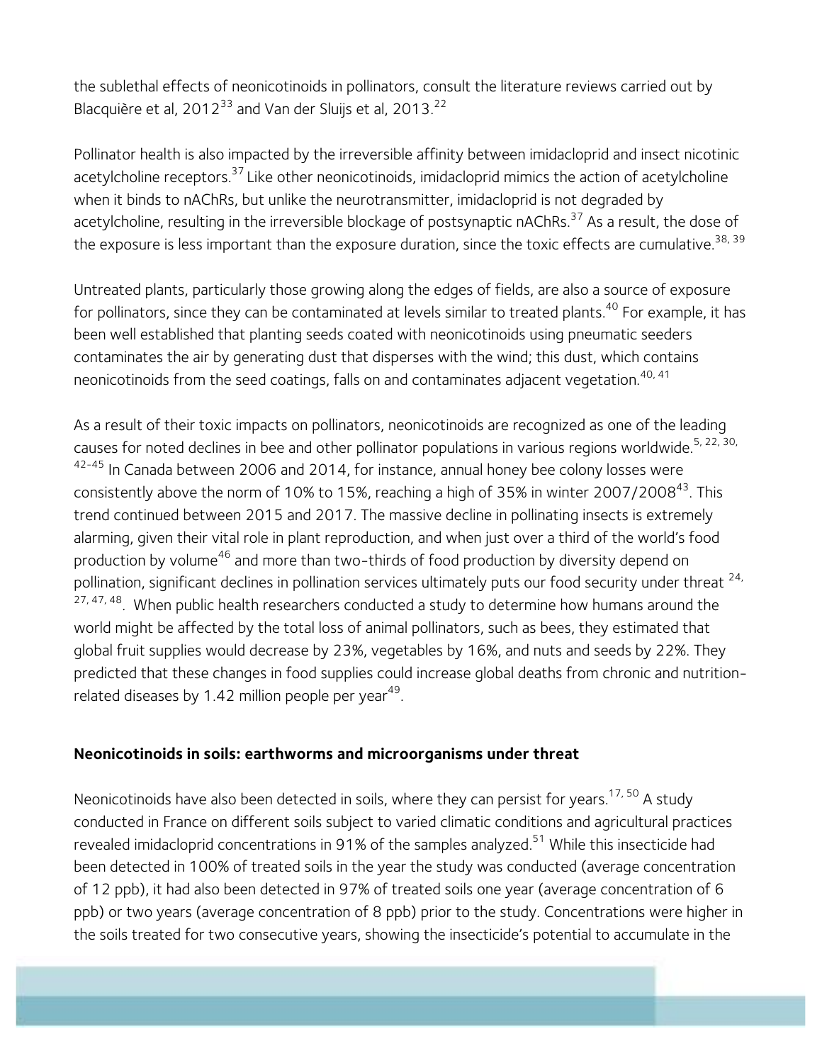the sublethal effects of neonicotinoids in pollinators, consult the literature reviews carried out by Blacquière et al, 2012[33] and Van der Sluijs et al, 2013.[22]

Pollinator health is also impacted by the irreversible affinity between imidacloprid and insect nicotinic acetylcholine receptors.[37] Like other neonicotinoids, imidacloprid mimics the action of acetylcholine when it binds to nAChRs, but unlike the neurotransmitter, imidacloprid is not degraded by acetylcholine, resulting in the irreversible blockage of postsynaptic nAChRs.[37] As a result, the dose of the exposure is less important than the exposure duration, since the toxic effects are cumulative.[38, 39]

Untreated plants, particularly those growing along the edges of fields, are also a source of exposure for pollinators, since they can be contaminated at levels similar to treated plants.[40] For example, it has been well established that planting seeds coated with neonicotinoids using pneumatic seeders contaminates the air by generating dust that disperses with the wind; this dust, which contains neonicotinoids from the seed coatings, falls on and contaminates adjacent vegetation.[40, 41]

As a result of their toxic impacts on pollinators, neonicotinoids are recognized as one of the leading causes for noted declines in bee and other pollinator populations in various regions worldwide.[5, 22, 30, 42-45] In Canada between 2006 and 2014, for instance, annual honey bee colony losses were consistently above the norm of 10% to 15%, reaching a high of 35% in winter 2007/2008[43]. This trend continued between 2015 and 2017. The massive decline in pollinating insects is extremely alarming, given their vital role in plant reproduction, and when just over a third of the world's food production by volume[46] and more than two-thirds of food production by diversity depend on pollination, significant declines in pollination services ultimately puts our food security under threat [24, 27, 47, 48]. When public health researchers conducted a study to determine how humans around the world might be affected by the total loss of animal pollinators, such as bees, they estimated that global fruit supplies would decrease by 23%, vegetables by 16%, and nuts and seeds by 22%. They predicted that these changes in food supplies could increase global deaths from chronic and nutrition-related diseases by 1.42 million people per year[49].

## Neonicotinoids in soils: earthworms and microorganisms under threat

Neonicotinoids have also been detected in soils, where they can persist for years.[17, 50] A study conducted in France on different soils subject to varied climatic conditions and agricultural practices revealed imidacloprid concentrations in 91% of the samples analyzed.[51] While this insecticide had been detected in 100% of treated soils in the year the study was conducted (average concentration of 12 ppb), it had also been detected in 97% of treated soils one year (average concentration of 6 ppb) or two years (average concentration of 8 ppb) prior to the study. Concentrations were higher in the soils treated for two consecutive years, showing the insecticide's potential to accumulate in the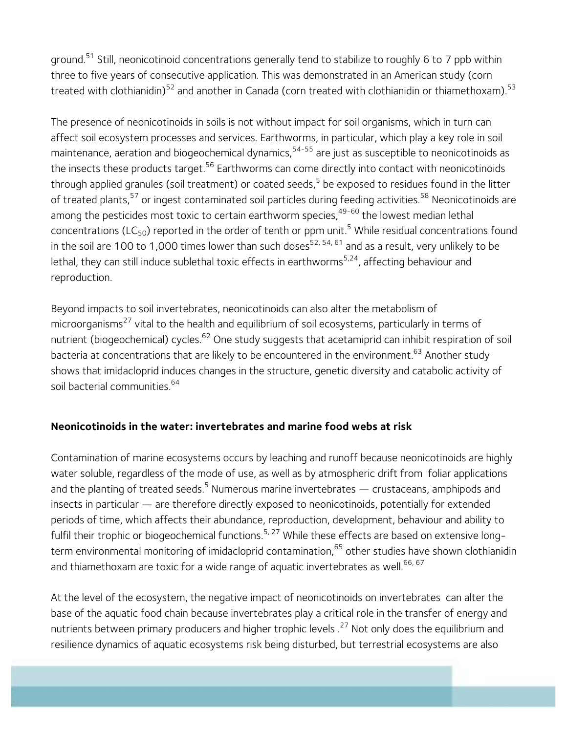ground.[51] Still, neonicotinoid concentrations generally tend to stabilize to roughly 6 to 7 ppb within three to five years of consecutive application. This was demonstrated in an American study (corn treated with clothianidin)[52] and another in Canada (corn treated with clothianidin or thiamethoxam).[53]

The presence of neonicotinoids in soils is not without impact for soil organisms, which in turn can affect soil ecosystem processes and services. Earthworms, in particular, which play a key role in soil maintenance, aeration and biogeochemical dynamics,[54-55] are just as susceptible to neonicotinoids as the insects these products target.[56] Earthworms can come directly into contact with neonicotinoids through applied granules (soil treatment) or coated seeds,[5] be exposed to residues found in the litter of treated plants,[57] or ingest contaminated soil particles during feeding activities.[58] Neonicotinoids are among the pesticides most toxic to certain earthworm species,[49-60] the lowest median lethal concentrations ($LC_{50}$) reported in the order of tenth or ppm unit.[5] While residual concentrations found in the soil are 100 to 1,000 times lower than such doses[52, 54, 61] and as a result, very unlikely to be lethal, they can still induce sublethal toxic effects in earthworms[5,24], affecting behaviour and reproduction.

Beyond impacts to soil invertebrates, neonicotinoids can also alter the metabolism of microorganisms[27] vital to the health and equilibrium of soil ecosystems, particularly in terms of nutrient (biogeochemical) cycles.[62] One study suggests that acetamiprid can inhibit respiration of soil bacteria at concentrations that are likely to be encountered in the environment.[63] Another study shows that imidacloprid induces changes in the structure, genetic diversity and catabolic activity of soil bacterial communities.[64]

**Neonicotinoids in the water: invertebrates and marine food webs at risk**

Contamination of marine ecosystems occurs by leaching and runoff because neonicotinoids are highly water soluble, regardless of the mode of use, as well as by atmospheric drift from foliar applications and the planting of treated seeds.[5] Numerous marine invertebrates — crustaceans, amphipods and insects in particular — are therefore directly exposed to neonicotinoids, potentially for extended periods of time, which affects their abundance, reproduction, development, behaviour and ability to fulfil their trophic or biogeochemical functions.[5, 27] While these effects are based on extensive long-term environmental monitoring of imidacloprid contamination,[65] other studies have shown clothianidin and thiamethoxam are toxic for a wide range of aquatic invertebrates as well.[66, 67]

At the level of the ecosystem, the negative impact of neonicotinoids on invertebrates can alter the base of the aquatic food chain because invertebrates play a critical role in the transfer of energy and nutrients between primary producers and higher trophic levels .[27] Not only does the equilibrium and resilience dynamics of aquatic ecosystems risk being disturbed, but terrestrial ecosystems are also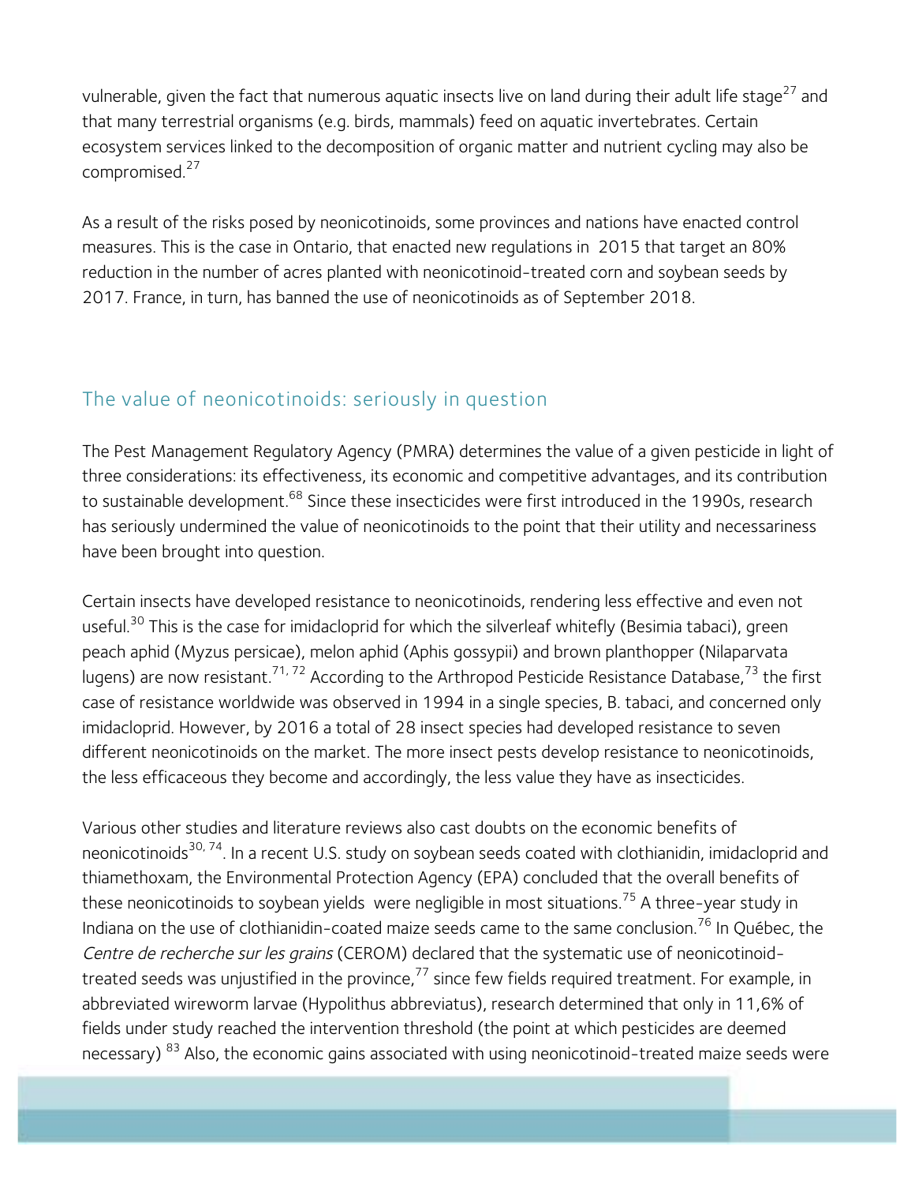vulnerable, given the fact that numerous aquatic insects live on land during their adult life stage[27] and that many terrestrial organisms (e.g. birds, mammals) feed on aquatic invertebrates. Certain ecosystem services linked to the decomposition of organic matter and nutrient cycling may also be compromised.[27]

As a result of the risks posed by neonicotinoids, some provinces and nations have enacted control measures. This is the case in Ontario, that enacted new regulations in 2015 that target an 80% reduction in the number of acres planted with neonicotinoid-treated corn and soybean seeds by 2017. France, in turn, has banned the use of neonicotinoids as of September 2018.

## The value of neonicotinoids: seriously in question

The Pest Management Regulatory Agency (PMRA) determines the value of a given pesticide in light of three considerations: its effectiveness, its economic and competitive advantages, and its contribution to sustainable development.[68] Since these insecticides were first introduced in the 1990s, research has seriously undermined the value of neonicotinoids to the point that their utility and necessariness have been brought into question.

Certain insects have developed resistance to neonicotinoids, rendering less effective and even not useful.[30] This is the case for imidacloprid for which the silverleaf whitefly (Besimia tabaci), green peach aphid (Myzus persicae), melon aphid (Aphis gossypii) and brown planthopper (Nilaparvata lugens) are now resistant.[71, 72] According to the Arthropod Pesticide Resistance Database,[73] the first case of resistance worldwide was observed in 1994 in a single species, B. tabaci, and concerned only imidacloprid. However, by 2016 a total of 28 insect species had developed resistance to seven different neonicotinoids on the market. The more insect pests develop resistance to neonicotinoids, the less efficaceous they become and accordingly, the less value they have as insecticides.

Various other studies and literature reviews also cast doubts on the economic benefits of neonicotinoids[30, 74]. In a recent U.S. study on soybean seeds coated with clothianidin, imidacloprid and thiamethoxam, the Environmental Protection Agency (EPA) concluded that the overall benefits of these neonicotinoids to soybean yields were negligible in most situations.[75] A three-year study in Indiana on the use of clothianidin-coated maize seeds came to the same conclusion.[76] In Québec, the *Centre de recherche sur les grains* (CEROM) declared that the systematic use of neonicotinoid-treated seeds was unjustified in the province,[77] since few fields required treatment. For example, in abbreviated wireworm larvae (Hypolithus abbreviatus), research determined that only in 11,6% of fields under study reached the intervention threshold (the point at which pesticides are deemed necessary) [83] Also, the economic gains associated with using neonicotinoid-treated maize seeds were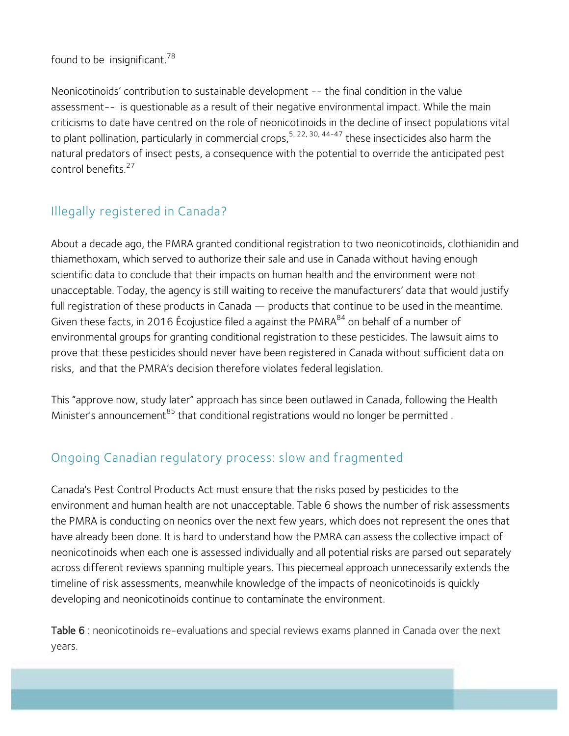found to be  insignificant.[78]

Neonicotinoids' contribution to sustainable development -- the final condition in the value assessment--  is questionable as a result of their negative environmental impact. While the main criticisms to date have centred on the role of neonicotinoids in the decline of insect populations vital to plant pollination, particularly in commercial crops,[5, 22, 30, 44-47] these insecticides also harm the natural predators of insect pests, a consequence with the potential to override the anticipated pest control benefits.[27]

## Illegally registered in Canada?

About a decade ago, the PMRA granted conditional registration to two neonicotinoids, clothianidin and thiamethoxam, which served to authorize their sale and use in Canada without having enough scientific data to conclude that their impacts on human health and the environment were not unacceptable. Today, the agency is still waiting to receive the manufacturers' data that would justify full registration of these products in Canada — products that continue to be used in the meantime. Given these facts, in 2016 Écojustice filed a against the PMRA[84] on behalf of a number of environmental groups for granting conditional registration to these pesticides. The lawsuit aims to prove that these pesticides should never have been registered in Canada without sufficient data on risks,  and that the PMRA's decision therefore violates federal legislation.

This "approve now, study later" approach has since been outlawed in Canada, following the Health Minister's announcement[85] that conditional registrations would no longer be permitted .

## Ongoing Canadian regulatory process: slow and fragmented

Canada's Pest Control Products Act must ensure that the risks posed by pesticides to the environment and human health are not unacceptable. Table 6 shows the number of risk assessments the PMRA is conducting on neonics over the next few years, which does not represent the ones that have already been done. It is hard to understand how the PMRA can assess the collective impact of neonicotinoids when each one is assessed individually and all potential risks are parsed out separately across different reviews spanning multiple years. This piecemeal approach unnecessarily extends the timeline of risk assessments, meanwhile knowledge of the impacts of neonicotinoids is quickly developing and neonicotinoids continue to contaminate the environment.

**Table 6** : neonicotinoids re-evaluations and special reviews exams planned in Canada over the next years.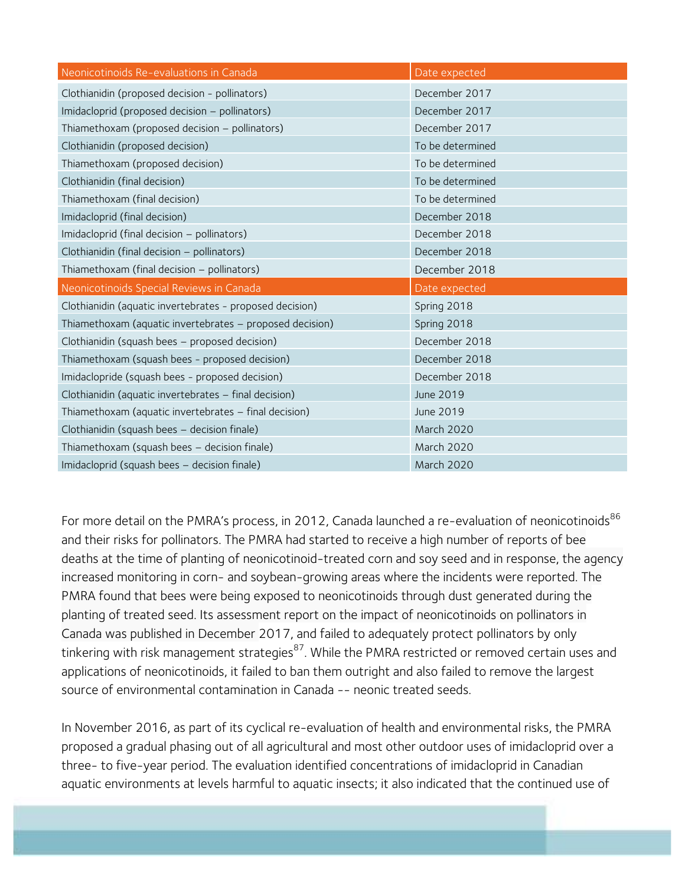| Neonicotinoids Re-evaluations in Canada | Date expected |
|---|---|
| Clothianidin (proposed decision - pollinators) | December 2017 |
| Imidacloprid (proposed decision – pollinators) | December 2017 |
| Thiamethoxam (proposed decision – pollinators) | December 2017 |
| Clothianidin (proposed decision) | To be determined |
| Thiamethoxam (proposed decision) | To be determined |
| Clothianidin (final decision) | To be determined |
| Thiamethoxam (final decision) | To be determined |
| Imidacloprid (final decision) | December 2018 |
| Imidacloprid (final decision – pollinators) | December 2018 |
| Clothianidin (final decision – pollinators) | December 2018 |
| Thiamethoxam (final decision – pollinators) | December 2018 |
| **Neonicotinoids Special Reviews in Canada** | **Date expected** |
| Clothianidin (aquatic invertebrates - proposed decision) | Spring 2018 |
| Thiamethoxam (aquatic invertebrates – proposed decision) | Spring 2018 |
| Clothianidin (squash bees – proposed decision) | December 2018 |
| Thiamethoxam (squash bees - proposed decision) | December 2018 |
| Imidaclopride (squash bees - proposed decision) | December 2018 |
| Clothianidin (aquatic invertebrates – final decision) | June 2019 |
| Thiamethoxam (aquatic invertebrates – final decision) | June 2019 |
| Clothianidin (squash bees – decision finale) | March 2020 |
| Thiamethoxam (squash bees – decision finale) | March 2020 |
| Imidacloprid (squash bees – decision finale) | March 2020 |

For more detail on the PMRA's process, in 2012, Canada launched a re-evaluation of neonicotinoids[86] and their risks for pollinators. The PMRA had started to receive a high number of reports of bee deaths at the time of planting of neonicotinoid-treated corn and soy seed and in response, the agency increased monitoring in corn- and soybean-growing areas where the incidents were reported. The PMRA found that bees were being exposed to neonicotinoids through dust generated during the planting of treated seed. Its assessment report on the impact of neonicotinoids on pollinators in Canada was published in December 2017, and failed to adequately protect pollinators by only tinkering with risk management strategies[87]. While the PMRA restricted or removed certain uses and applications of neonicotinoids, it failed to ban them outright and also failed to remove the largest source of environmental contamination in Canada -- neonic treated seeds.

In November 2016, as part of its cyclical re-evaluation of health and environmental risks, the PMRA proposed a gradual phasing out of all agricultural and most other outdoor uses of imidacloprid over a three- to five-year period. The evaluation identified concentrations of imidacloprid in Canadian aquatic environments at levels harmful to aquatic insects; it also indicated that the continued use of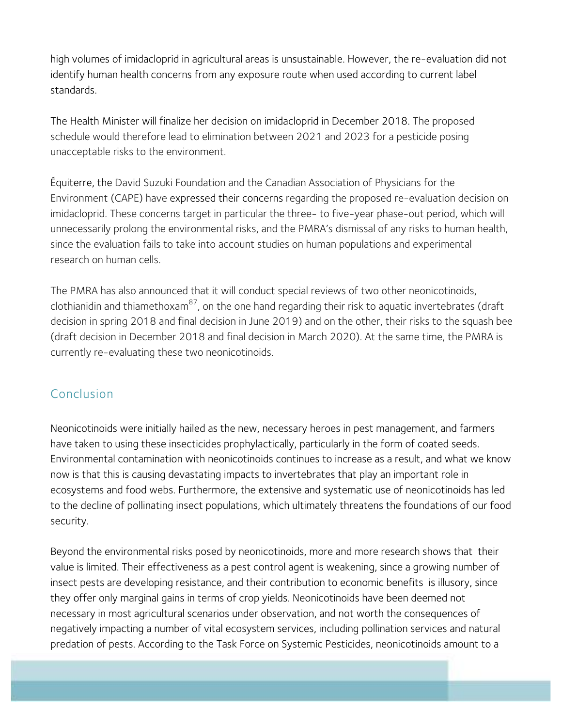high volumes of imidacloprid in agricultural areas is unsustainable. However, the re-evaluation did not identify human health concerns from any exposure route when used according to current label standards.

The Health Minister will finalize her decision on imidacloprid in December 2018. The proposed schedule would therefore lead to elimination between 2021 and 2023 for a pesticide posing unacceptable risks to the environment.

Équiterre, the David Suzuki Foundation and the Canadian Association of Physicians for the Environment (CAPE) have expressed their concerns regarding the proposed re-evaluation decision on imidacloprid. These concerns target in particular the three- to five-year phase-out period, which will unnecessarily prolong the environmental risks, and the PMRA's dismissal of any risks to human health, since the evaluation fails to take into account studies on human populations and experimental research on human cells.

The PMRA has also announced that it will conduct special reviews of two other neonicotinoids, clothianidin and thiamethoxam[87], on the one hand regarding their risk to aquatic invertebrates (draft decision in spring 2018 and final decision in June 2019) and on the other, their risks to the squash bee (draft decision in December 2018 and final decision in March 2020). At the same time, the PMRA is currently re-evaluating these two neonicotinoids.

## Conclusion

Neonicotinoids were initially hailed as the new, necessary heroes in pest management, and farmers have taken to using these insecticides prophylactically, particularly in the form of coated seeds. Environmental contamination with neonicotinoids continues to increase as a result, and what we know now is that this is causing devastating impacts to invertebrates that play an important role in ecosystems and food webs. Furthermore, the extensive and systematic use of neonicotinoids has led to the decline of pollinating insect populations, which ultimately threatens the foundations of our food security.

Beyond the environmental risks posed by neonicotinoids, more and more research shows that their value is limited. Their effectiveness as a pest control agent is weakening, since a growing number of insect pests are developing resistance, and their contribution to economic benefits is illusory, since they offer only marginal gains in terms of crop yields. Neonicotinoids have been deemed not necessary in most agricultural scenarios under observation, and not worth the consequences of negatively impacting a number of vital ecosystem services, including pollination services and natural predation of pests. According to the Task Force on Systemic Pesticides, neonicotinoids amount to a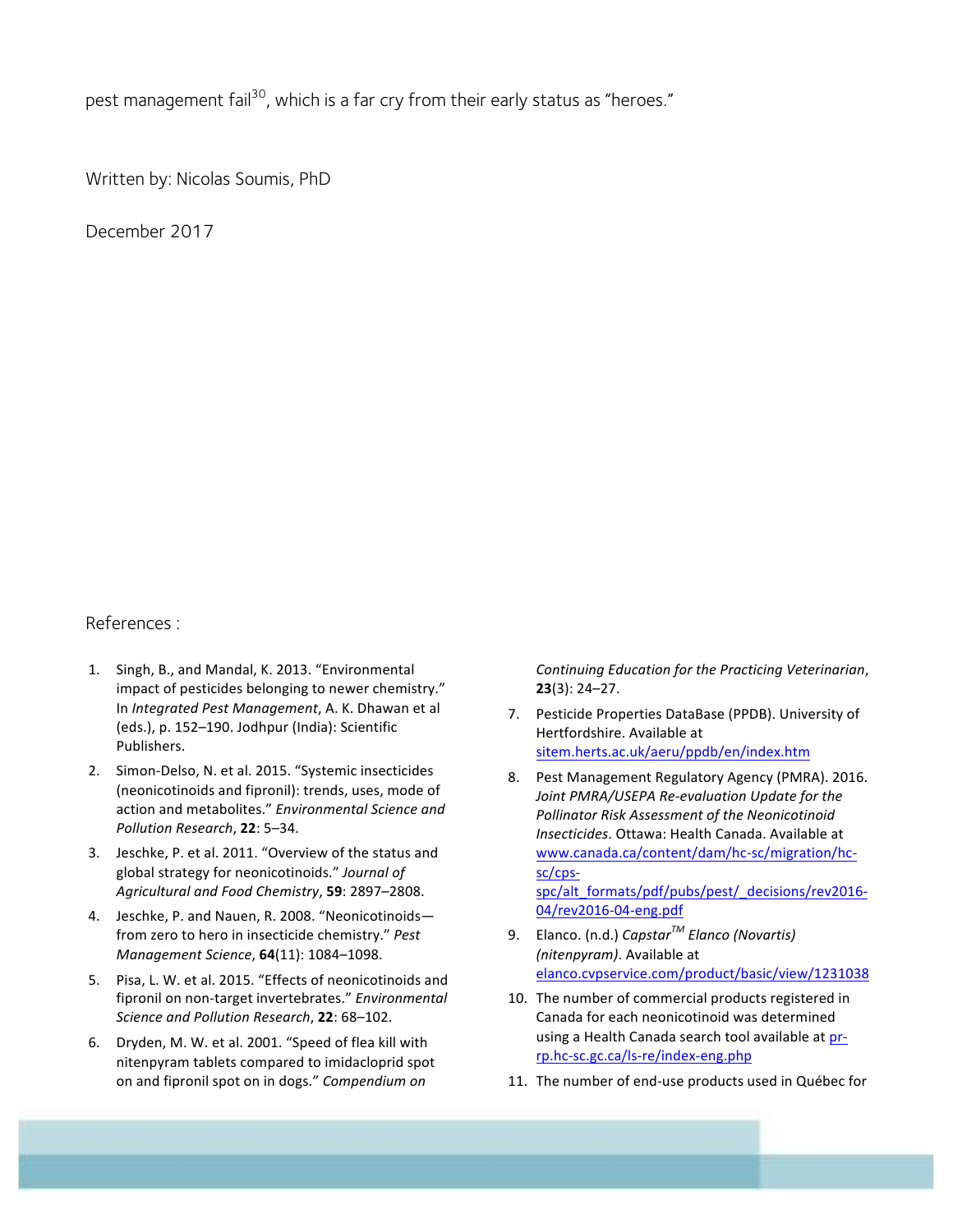pest management fail[30], which is a far cry from their early status as "heroes."

Written by: Nicolas Soumis, PhD

December 2017

## References :

1. Singh, B., and Mandal, K. 2013. "Environmental impact of pesticides belonging to newer chemistry." In *Integrated Pest Management*, A. K. Dhawan et al (eds.), p. 152–190. Jodhpur (India): Scientific Publishers.
2. Simon-Delso, N. et al. 2015. "Systemic insecticides (neonicotinoids and fipronil): trends, uses, mode of action and metabolites." *Environmental Science and Pollution Research*, **22**: 5–34.
3. Jeschke, P. et al. 2011. "Overview of the status and global strategy for neonicotinoids." *Journal of Agricultural and Food Chemistry*, **59**: 2897–2808.
4. Jeschke, P. and Nauen, R. 2008. "Neonicotinoids—from zero to hero in insecticide chemistry." *Pest Management Science*, **64**(11): 1084–1098.
5. Pisa, L. W. et al. 2015. "Effects of neonicotinoids and fipronil on non-target invertebrates." *Environmental Science and Pollution Research*, **22**: 68–102.
6. Dryden, M. W. et al. 2001. "Speed of flea kill with nitenpyram tablets compared to imidacloprid spot on and fipronil spot on in dogs." *Compendium on Continuing Education for the Practicing Veterinarian*, **23**(3): 24–27.
7. Pesticide Properties DataBase (PPDB). University of Hertfordshire. Available at sitem.herts.ac.uk/aeru/ppdb/en/index.htm
8. Pest Management Regulatory Agency (PMRA). 2016. *Joint PMRA/USEPA Re-evaluation Update for the Pollinator Risk Assessment of the Neonicotinoid Insecticides*. Ottawa: Health Canada. Available at www.canada.ca/content/dam/hc-sc/migration/hc-sc/cps-spc/alt_formats/pdf/pubs/pest/_decisions/rev2016-04/rev2016-04-eng.pdf
9. Elanco. (n.d.) *Capstar™ Elanco (Novartis) (nitenpyram)*. Available at elanco.cvpservice.com/product/basic/view/1231038
10. The number of commercial products registered in Canada for each neonicotinoid was determined using a Health Canada search tool available at pr-rp.hc-sc.gc.ca/ls-re/index-eng.php
11. The number of end-use products used in Québec for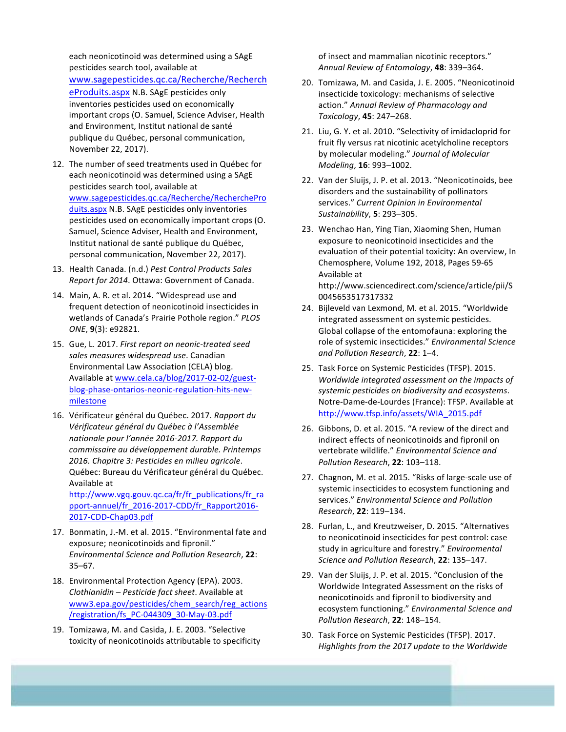each neonicotinoid was determined using a SAgE pesticides search tool, available at www.sagepesticides.qc.ca/Recherche/RechercheProduits.aspx N.B. SAgE pesticides only inventories pesticides used on economically important crops (O. Samuel, Science Adviser, Health and Environment, Institut national de santé publique du Québec, personal communication, November 22, 2017).

12. The number of seed treatments used in Québec for each neonicotinoid was determined using a SAgE pesticides search tool, available at www.sagepesticides.qc.ca/Recherche/RechercheProduits.aspx N.B. SAgE pesticides only inventories pesticides used on economically important crops (O. Samuel, Science Adviser, Health and Environment, Institut national de santé publique du Québec, personal communication, November 22, 2017).
13. Health Canada. (n.d.) *Pest Control Products Sales Report for 2014*. Ottawa: Government of Canada.
14. Main, A. R. et al. 2014. "Widespread use and frequent detection of neonicotinoid insecticides in wetlands of Canada's Prairie Pothole region." *PLOS ONE*, **9**(3): e92821.
15. Gue, L. 2017. *First report on neonic-treated seed sales measures widespread use*. Canadian Environmental Law Association (CELA) blog. Available at www.cela.ca/blog/2017-02-02/guest-blog-phase-ontarios-neonic-regulation-hits-new-milestone
16. Vérificateur général du Québec. 2017. *Rapport du Vérificateur général du Québec à l'Assemblée nationale pour l'année 2016-2017. Rapport du commissaire au développement durable. Printemps 2016. Chapitre 3: Pesticides en milieu agricole*. Québec: Bureau du Vérificateur général du Québec. Available at http://www.vgq.gouv.qc.ca/fr/fr_publications/fr_rapport-annuel/fr_2016-2017-CDD/fr_Rapport2016-2017-CDD-Chap03.pdf
17. Bonmatin, J.-M. et al. 2015. "Environmental fate and exposure; neonicotinoids and fipronil." *Environmental Science and Pollution Research*, **22**: 35–67.
18. Environmental Protection Agency (EPA). 2003. *Clothianidin – Pesticide fact sheet*. Available at www3.epa.gov/pesticides/chem_search/reg_actions/registration/fs_PC-044309_30-May-03.pdf
19. Tomizawa, M. and Casida, J. E. 2003. "Selective toxicity of neonicotinoids attributable to specificity of insect and mammalian nicotinic receptors." *Annual Review of Entomology*, **48**: 339–364.
20. Tomizawa, M. and Casida, J. E. 2005. "Neonicotinoid insecticide toxicology: mechanisms of selective action." *Annual Review of Pharmacology and Toxicology*, **45**: 247–268.
21. Liu, G. Y. et al. 2010. "Selectivity of imidacloprid for fruit fly versus rat nicotinic acetylcholine receptors by molecular modeling." *Journal of Molecular Modeling*, **16**: 993–1002.
22. Van der Sluijs, J. P. et al. 2013. "Neonicotinoids, bee disorders and the sustainability of pollinators services." *Current Opinion in Environmental Sustainability*, **5**: 293–305.
23. Wenchao Han, Ying Tian, Xiaoming Shen, Human exposure to neonicotinoid insecticides and the evaluation of their potential toxicity: An overview, In Chemosphere, Volume 192, 2018, Pages 59-65 Available at http://www.sciencedirect.com/science/article/pii/S0045653517317332
24. Bijleveld van Lexmond, M. et al. 2015. "Worldwide integrated assessment on systemic pesticides. Global collapse of the entomofauna: exploring the role of systemic insecticides." *Environmental Science and Pollution Research*, **22**: 1–4.
25. Task Force on Systemic Pesticides (TFSP). 2015. *Worldwide integrated assessment on the impacts of systemic pesticides on biodiversity and ecosystems*. Notre-Dame-de-Lourdes (France): TFSP. Available at http://www.tfsp.info/assets/WIA_2015.pdf
26. Gibbons, D. et al. 2015. "A review of the direct and indirect effects of neonicotinoids and fipronil on vertebrate wildlife." *Environmental Science and Pollution Research*, **22**: 103–118.
27. Chagnon, M. et al. 2015. "Risks of large-scale use of systemic insecticides to ecosystem functioning and services." *Environmental Science and Pollution Research*, **22**: 119–134.
28. Furlan, L., and Kreutzweiser, D. 2015. "Alternatives to neonicotinoid insecticides for pest control: case study in agriculture and forestry." *Environmental Science and Pollution Research*, **22**: 135–147.
29. Van der Sluijs, J. P. et al. 2015. "Conclusion of the Worldwide Integrated Assessment on the risks of neonicotinoids and fipronil to biodiversity and ecosystem functioning." *Environmental Science and Pollution Research*, **22**: 148–154.
30. Task Force on Systemic Pesticides (TFSP). 2017. *Highlights from the 2017 update to the Worldwide*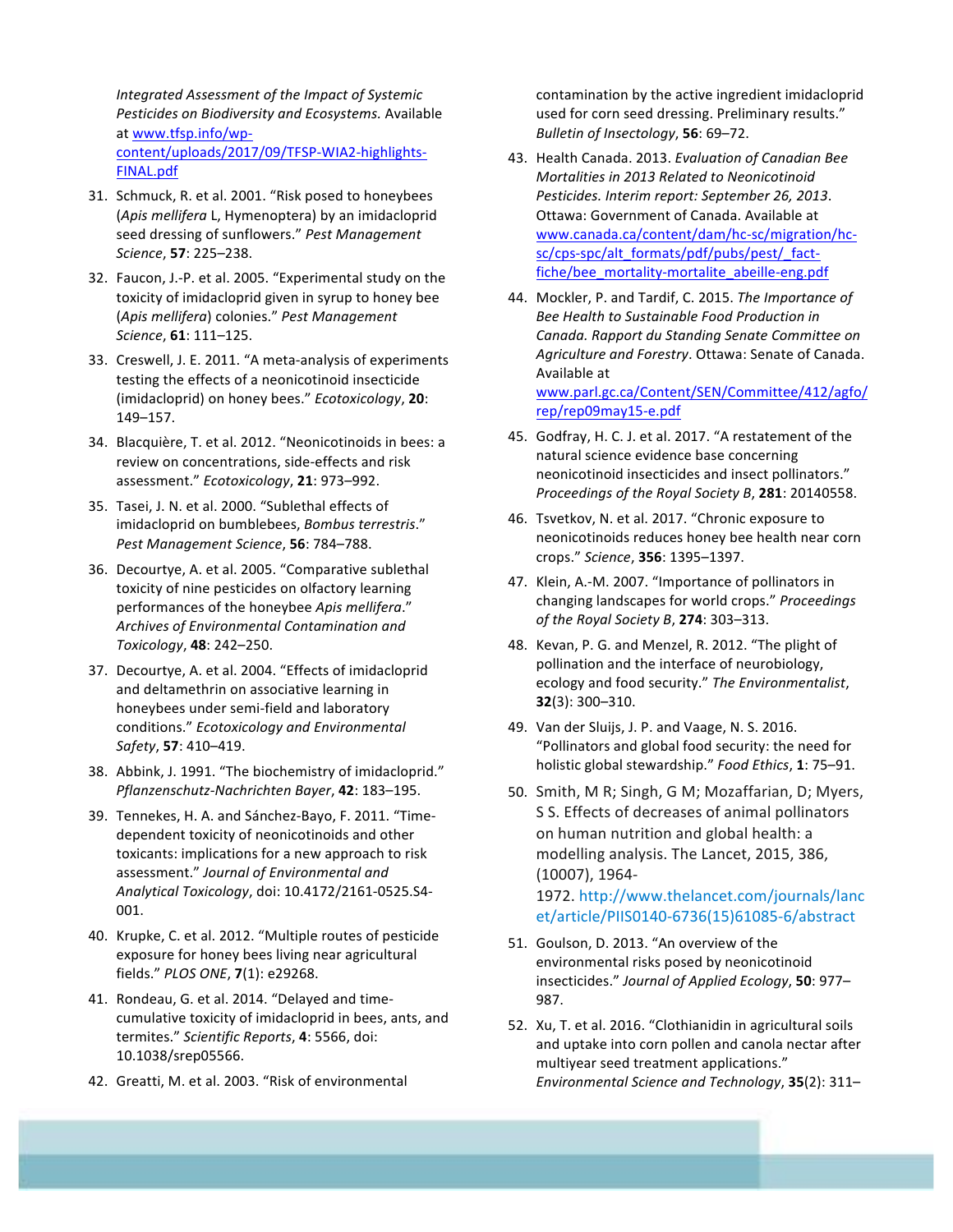*Integrated Assessment of the Impact of Systemic Pesticides on Biodiversity and Ecosystems.* Available at [www.tfsp.info/wp-content/uploads/2017/09/TFSP-WIA2-highlights-FINAL.pdf](www.tfsp.info/wp-content/uploads/2017/09/TFSP-WIA2-highlights-FINAL.pdf)

31. Schmuck, R. et al. 2001. "Risk posed to honeybees (*Apis mellifera* L, Hymenoptera) by an imidacloprid seed dressing of sunflowers." *Pest Management Science*, **57**: 225–238.
32. Faucon, J.-P. et al. 2005. "Experimental study on the toxicity of imidacloprid given in syrup to honey bee (*Apis mellifera*) colonies." *Pest Management Science*, **61**: 111–125.
33. Creswell, J. E. 2011. "A meta-analysis of experiments testing the effects of a neonicotinoid insecticide (imidacloprid) on honey bees." *Ecotoxicology*, **20**: 149–157.
34. Blacquière, T. et al. 2012. "Neonicotinoids in bees: a review on concentrations, side-effects and risk assessment." *Ecotoxicology*, **21**: 973–992.
35. Tasei, J. N. et al. 2000. "Sublethal effects of imidacloprid on bumblebees, *Bombus terrestris*." *Pest Management Science*, **56**: 784–788.
36. Decourtye, A. et al. 2005. "Comparative sublethal toxicity of nine pesticides on olfactory learning performances of the honeybee *Apis mellifera*." *Archives of Environmental Contamination and Toxicology*, **48**: 242–250.
37. Decourtye, A. et al. 2004. "Effects of imidacloprid and deltamethrin on associative learning in honeybees under semi-field and laboratory conditions." *Ecotoxicology and Environmental Safety*, **57**: 410–419.
38. Abbink, J. 1991. "The biochemistry of imidacloprid." *Pflanzenschutz-Nachrichten Bayer*, **42**: 183–195.
39. Tennekes, H. A. and Sánchez-Bayo, F. 2011. "Time-dependent toxicity of neonicotinoids and other toxicants: implications for a new approach to risk assessment." *Journal of Environmental and Analytical Toxicology*, doi: 10.4172/2161-0525.S4-001.
40. Krupke, C. et al. 2012. "Multiple routes of pesticide exposure for honey bees living near agricultural fields." *PLOS ONE*, **7**(1): e29268.
41. Rondeau, G. et al. 2014. "Delayed and time-cumulative toxicity of imidacloprid in bees, ants, and termites." *Scientific Reports*, **4**: 5566, doi: 10.1038/srep05566.
42. Greatti, M. et al. 2003. "Risk of environmental contamination by the active ingredient imidacloprid used for corn seed dressing. Preliminary results." *Bulletin of Insectology*, **56**: 69–72.
43. Health Canada. 2013. *Evaluation of Canadian Bee Mortalities in 2013 Related to Neonicotinoid Pesticides. Interim report: September 26, 2013*. Ottawa: Government of Canada. Available at [www.canada.ca/content/dam/hc-sc/migration/hc-sc/cps-spc/alt_formats/pdf/pubs/pest/_fact-fiche/bee_mortality-mortalite_abeille-eng.pdf](www.canada.ca/content/dam/hc-sc/migration/hc-sc/cps-spc/alt_formats/pdf/pubs/pest/_fact-fiche/bee_mortality-mortalite_abeille-eng.pdf)
44. Mockler, P. and Tardif, C. 2015. *The Importance of Bee Health to Sustainable Food Production in Canada. Rapport du Standing Senate Committee on Agriculture and Forestry*. Ottawa: Senate of Canada. Available at [www.parl.gc.ca/Content/SEN/Committee/412/agfo/rep/rep09may15-e.pdf](www.parl.gc.ca/Content/SEN/Committee/412/agfo/rep/rep09may15-e.pdf)
45. Godfray, H. C. J. et al. 2017. "A restatement of the natural science evidence base concerning neonicotinoid insecticides and insect pollinators." *Proceedings of the Royal Society B*, **281**: 20140558.
46. Tsvetkov, N. et al. 2017. "Chronic exposure to neonicotinoids reduces honey bee health near corn crops." *Science*, **356**: 1395–1397.
47. Klein, A.-M. 2007. "Importance of pollinators in changing landscapes for world crops." *Proceedings of the Royal Society B*, **274**: 303–313.
48. Kevan, P. G. and Menzel, R. 2012. "The plight of pollination and the interface of neurobiology, ecology and food security." *The Environmentalist*, **32**(3): 300–310.
49. Van der Sluijs, J. P. and Vaage, N. S. 2016. "Pollinators and global food security: the need for holistic global stewardship." *Food Ethics*, **1**: 75–91.
50. Smith, M R; Singh, G M; Mozaffarian, D; Myers, S S. Effects of decreases of animal pollinators on human nutrition and global health: a modelling analysis. The Lancet, 2015, 386, (10007), 1964-1972. [http://www.thelancet.com/journals/lancet/article/PIIS0140-6736(15)61085-6/abstract](http://www.thelancet.com/journals/lancet/article/PIIS0140-6736(15)61085-6/abstract)
51. Goulson, D. 2013. "An overview of the environmental risks posed by neonicotinoid insecticides." *Journal of Applied Ecology*, **50**: 977–987.
52. Xu, T. et al. 2016. "Clothianidin in agricultural soils and uptake into corn pollen and canola nectar after multiyear seed treatment applications." *Environmental Science and Technology*, **35**(2): 311–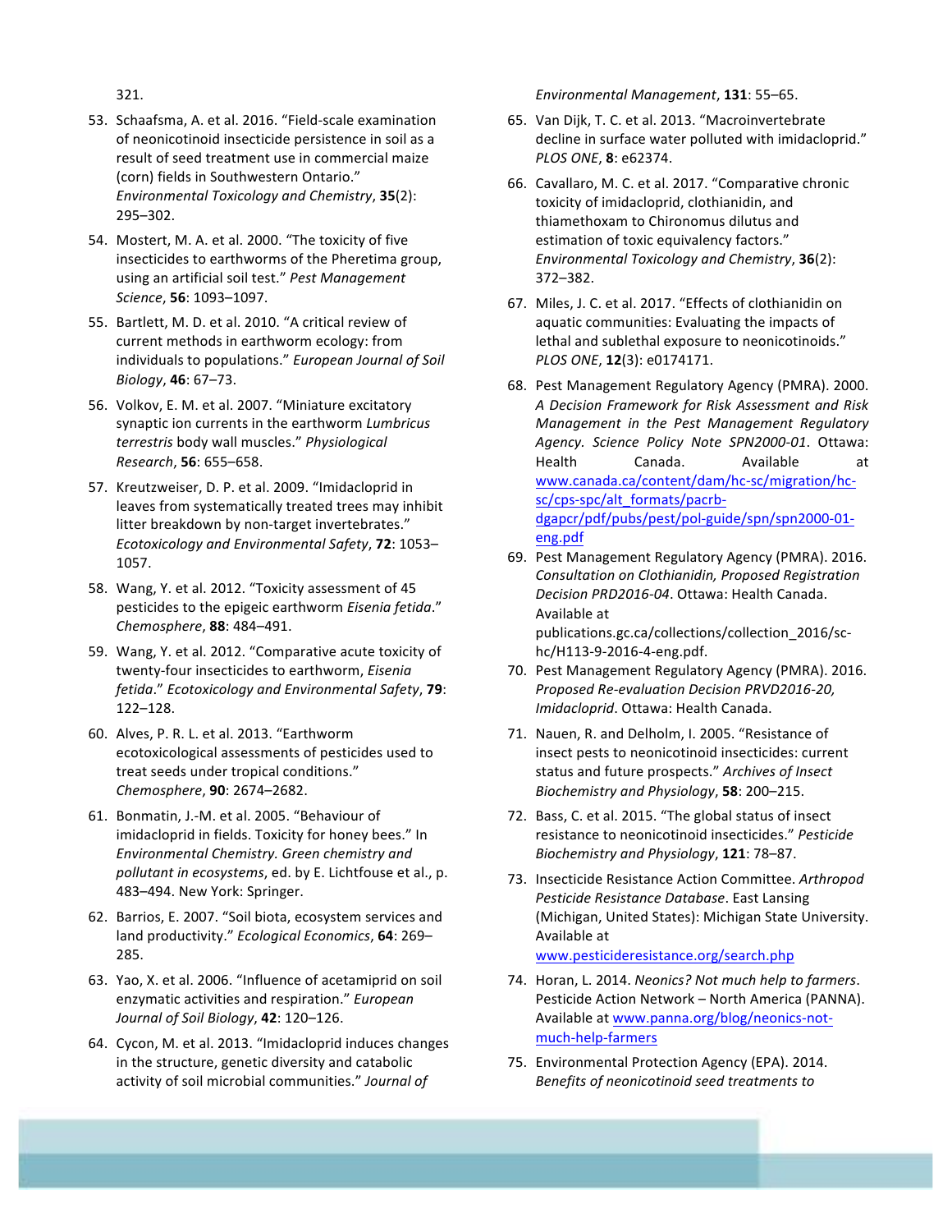321.

53. Schaafsma, A. et al. 2016. "Field-scale examination of neonicotinoid insecticide persistence in soil as a result of seed treatment use in commercial maize (corn) fields in Southwestern Ontario." *Environmental Toxicology and Chemistry*, **35**(2): 295–302.

54. Mostert, M. A. et al. 2000. "The toxicity of five insecticides to earthworms of the Pheretima group, using an artificial soil test." *Pest Management Science*, **56**: 1093–1097.

55. Bartlett, M. D. et al. 2010. "A critical review of current methods in earthworm ecology: from individuals to populations." *European Journal of Soil Biology*, **46**: 67–73.

56. Volkov, E. M. et al. 2007. "Miniature excitatory synaptic ion currents in the earthworm *Lumbricus terrestris* body wall muscles." *Physiological Research*, **56**: 655–658.

57. Kreutzweiser, D. P. et al. 2009. "Imidacloprid in leaves from systematically treated trees may inhibit litter breakdown by non-target invertebrates." *Ecotoxicology and Environmental Safety*, **72**: 1053–1057.

58. Wang, Y. et al. 2012. "Toxicity assessment of 45 pesticides to the epigeic earthworm *Eisenia fetida*." *Chemosphere*, **88**: 484–491.

59. Wang, Y. et al. 2012. "Comparative acute toxicity of twenty-four insecticides to earthworm, *Eisenia fetida*." *Ecotoxicology and Environmental Safety*, **79**: 122–128.

60. Alves, P. R. L. et al. 2013. "Earthworm ecotoxicological assessments of pesticides used to treat seeds under tropical conditions." *Chemosphere*, **90**: 2674–2682.

61. Bonmatin, J.-M. et al. 2005. "Behaviour of imidacloprid in fields. Toxicity for honey bees." In *Environmental Chemistry. Green chemistry and pollutant in ecosystems*, ed. by E. Lichtfouse et al., p. 483–494. New York: Springer.

62. Barrios, E. 2007. "Soil biota, ecosystem services and land productivity." *Ecological Economics*, **64**: 269–285.

63. Yao, X. et al. 2006. "Influence of acetamiprid on soil enzymatic activities and respiration." *European Journal of Soil Biology*, **42**: 120–126.

64. Cycon, M. et al. 2013. "Imidacloprid induces changes in the structure, genetic diversity and catabolic activity of soil microbial communities." *Journal of Environmental Management*, **131**: 55–65.

65. Van Dijk, T. C. et al. 2013. "Macroinvertebrate decline in surface water polluted with imidacloprid." *PLOS ONE*, **8**: e62374.

66. Cavallaro, M. C. et al. 2017. "Comparative chronic toxicity of imidacloprid, clothianidin, and thiamethoxam to Chironomus dilutus and estimation of toxic equivalency factors." *Environmental Toxicology and Chemistry*, **36**(2): 372–382.

67. Miles, J. C. et al. 2017. "Effects of clothianidin on aquatic communities: Evaluating the impacts of lethal and sublethal exposure to neonicotinoids." *PLOS ONE*, **12**(3): e0174171.

68. Pest Management Regulatory Agency (PMRA). 2000. *A Decision Framework for Risk Assessment and Risk Management in the Pest Management Regulatory Agency. Science Policy Note SPN2000-01*. Ottawa: Health Canada. Available at www.canada.ca/content/dam/hc-sc/migration/hc-sc/cps-spc/alt_formats/pacrb-dgapcr/pdf/pubs/pest/pol-guide/spn/spn2000-01-eng.pdf

69. Pest Management Regulatory Agency (PMRA). 2016. *Consultation on Clothianidin, Proposed Registration Decision PRD2016-04*. Ottawa: Health Canada. Available at publications.gc.ca/collections/collection_2016/sc-hc/H113-9-2016-4-eng.pdf.

70. Pest Management Regulatory Agency (PMRA). 2016. *Proposed Re-evaluation Decision PRVD2016-20, Imidacloprid*. Ottawa: Health Canada.

71. Nauen, R. and Delholm, I. 2005. "Resistance of insect pests to neonicotinoid insecticides: current status and future prospects." *Archives of Insect Biochemistry and Physiology*, **58**: 200–215.

72. Bass, C. et al. 2015. "The global status of insect resistance to neonicotinoid insecticides." *Pesticide Biochemistry and Physiology*, **121**: 78–87.

73. Insecticide Resistance Action Committee. *Arthropod Pesticide Resistance Database*. East Lansing (Michigan, United States): Michigan State University. Available at www.pesticideresistance.org/search.php

74. Horan, L. 2014. *Neonics? Not much help to farmers*. Pesticide Action Network – North America (PANNA). Available at www.panna.org/blog/neonics-not-much-help-farmers

75. Environmental Protection Agency (EPA). 2014. *Benefits of neonicotinoid seed treatments to*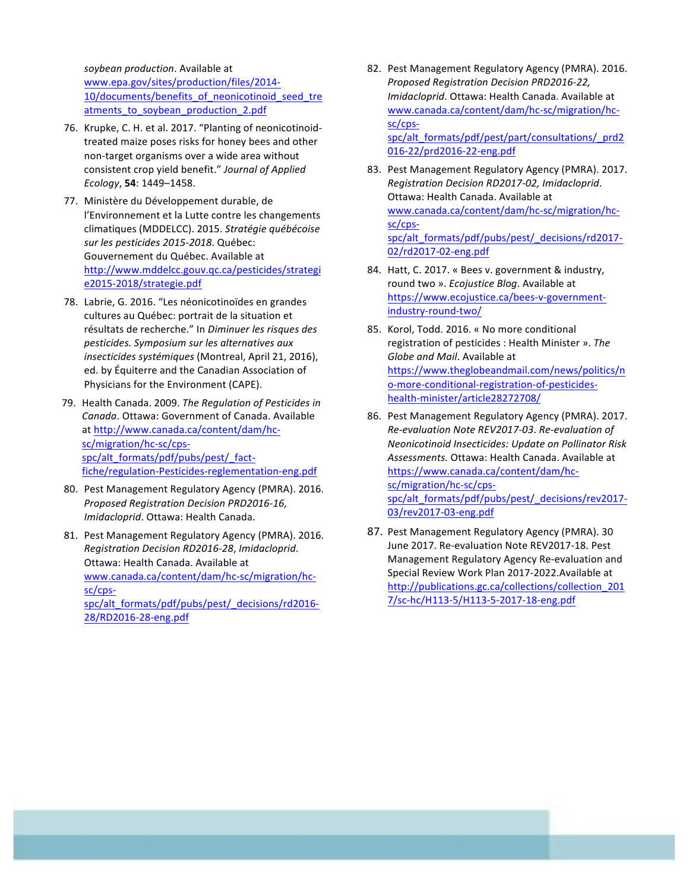*soybean production*. Available at www.epa.gov/sites/production/files/2014-10/documents/benefits_of_neonicotinoid_seed_treatments_to_soybean_production_2.pdf

76. Krupke, C. H. et al. 2017. "Planting of neonicotinoid-treated maize poses risks for honey bees and other non-target organisms over a wide area without consistent crop yield benefit." *Journal of Applied Ecology*, **54**: 1449–1458.

77. Ministère du Développement durable, de l'Environnement et la Lutte contre les changements climatiques (MDDELCC). 2015. *Stratégie québécoise sur les pesticides 2015-2018*. Québec: Gouvernement du Québec. Available at http://www.mddelcc.gouv.qc.ca/pesticides/strategie2015-2018/strategie.pdf

78. Labrie, G. 2016. "Les néonicotinoïdes en grandes cultures au Québec: portrait de la situation et résultats de recherche." In *Diminuer les risques des pesticides. Symposium sur les alternatives aux insecticides systémiques* (Montreal, April 21, 2016), ed. by Équiterre and the Canadian Association of Physicians for the Environment (CAPE).

79. Health Canada. 2009. *The Regulation of Pesticides in Canada*. Ottawa: Government of Canada. Available at http://www.canada.ca/content/dam/hc-sc/migration/hc-sc/cps-spc/alt_formats/pdf/pubs/pest/_fact-fiche/regulation-Pesticides-reglementation-eng.pdf

80. Pest Management Regulatory Agency (PMRA). 2016. *Proposed Registration Decision PRD2016-16, Imidacloprid*. Ottawa: Health Canada.

81. Pest Management Regulatory Agency (PMRA). 2016. *Registration Decision RD2016-28*, *Imidacloprid*. Ottawa: Health Canada. Available at www.canada.ca/content/dam/hc-sc/migration/hc-sc/cps-spc/alt_formats/pdf/pubs/pest/_decisions/rd2016-28/RD2016-28-eng.pdf

82. Pest Management Regulatory Agency (PMRA). 2016. *Proposed Registration Decision PRD2016-22, Imidacloprid*. Ottawa: Health Canada. Available at www.canada.ca/content/dam/hc-sc/migration/hc-sc/cps-spc/alt_formats/pdf/pest/part/consultations/_prd2016-22/prd2016-22-eng.pdf

83. Pest Management Regulatory Agency (PMRA). 2017. *Registration Decision RD2017-02, Imidacloprid*. Ottawa: Health Canada. Available at www.canada.ca/content/dam/hc-sc/migration/hc-sc/cps-spc/alt_formats/pdf/pubs/pest/_decisions/rd2017-02/rd2017-02-eng.pdf

84. Hatt, C. 2017. « Bees v. government & industry, round two ». *Ecojustice Blog*. Available at https://www.ecojustice.ca/bees-v-government-industry-round-two/

85. Korol, Todd. 2016. « No more conditional registration of pesticides : Health Minister ». *The Globe and Mail*. Available at https://www.theglobeandmail.com/news/politics/no-more-conditional-registration-of-pesticides-health-minister/article28272708/

86. Pest Management Regulatory Agency (PMRA). 2017. *Re-evaluation Note REV2017-03*. *Re-evaluation of Neonicotinoid Insecticides: Update on Pollinator Risk Assessments.* Ottawa: Health Canada. Available at https://www.canada.ca/content/dam/hc-sc/migration/hc-sc/cps-spc/alt_formats/pdf/pubs/pest/_decisions/rev2017-03/rev2017-03-eng.pdf

87. Pest Management Regulatory Agency (PMRA). 30 June 2017. Re-evaluation Note REV2017-18. Pest Management Regulatory Agency Re-evaluation and Special Review Work Plan 2017-2022.Available at http://publications.gc.ca/collections/collection_2017/sc-hc/H113-5/H113-5-2017-18-eng.pdf